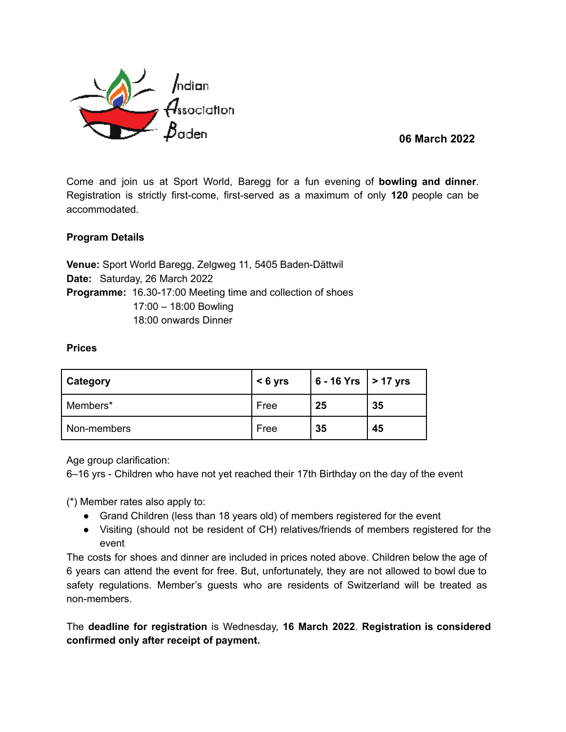Indian Association Baden

**06 March 2022**

Come and join us at Sport World, Baregg for a fun evening of **bowling and dinner**. Registration is strictly first-come, first-served as a maximum of only **120** people can be accommodated.

**Program Details**

**Venue:** Sport World Baregg, Zelgweg 11, 5405 Baden-Dättwil
**Date:** Saturday, 26 March 2022
**Programme:** 16.30-17:00 Meeting time and collection of shoes
17:00 – 18:00 Bowling
18:00 onwards Dinner

**Prices**

| **Category** | **< 6 yrs** | **6 - 16 Yrs** | **> 17 yrs** |
|---|---|---|---|
| Members* | Free | **25** | **35** |
| Non-members | Free | **35** | **45** |

Age group clarification:
6–16 yrs - Children who have not yet reached their 17th Birthday on the day of the event

(*) Member rates also apply to:

- Grand Children (less than 18 years old) of members registered for the event
- Visiting (should not be resident of CH) relatives/friends of members registered for the event

The costs for shoes and dinner are included in prices noted above. Children below the age of 6 years can attend the event for free. But, unfortunately, they are not allowed to bowl due to safety regulations. Member's guests who are residents of Switzerland will be treated as non-members.

The **deadline for registration** is Wednesday, **16 March 2022**. **Registration is considered confirmed only after receipt of payment.**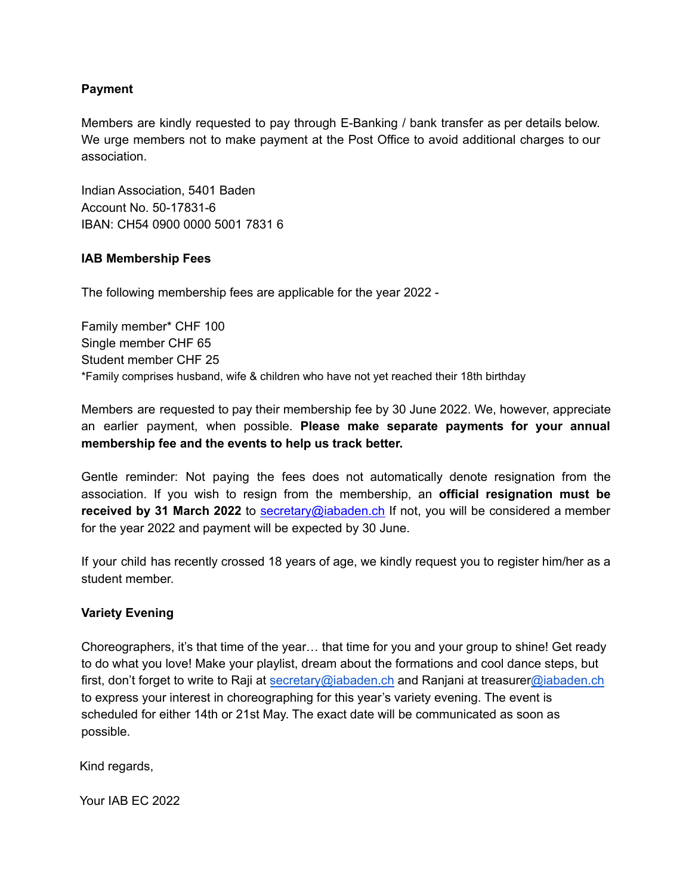**Payment**

Members are kindly requested to pay through E-Banking / bank transfer as per details below. We urge members not to make payment at the Post Office to avoid additional charges to our association.

Indian Association, 5401 Baden
Account No. 50-17831-6
IBAN: CH54 0900 0000 5001 7831 6

**IAB Membership Fees**

The following membership fees are applicable for the year 2022 -

Family member* CHF 100
Single member CHF 65
Student member CHF 25
*Family comprises husband, wife & children who have not yet reached their 18th birthday

Members are requested to pay their membership fee by 30 June 2022. We, however, appreciate an earlier payment, when possible. **Please make separate payments for your annual membership fee and the events to help us track better.**

Gentle reminder: Not paying the fees does not automatically denote resignation from the association. If you wish to resign from the membership, an **official resignation must be received by 31 March 2022** to secretary@iabaden.ch If not, you will be considered a member for the year 2022 and payment will be expected by 30 June.

If your child has recently crossed 18 years of age, we kindly request you to register him/her as a student member.

**Variety Evening**

Choreographers, it's that time of the year… that time for you and your group to shine! Get ready to do what you love! Make your playlist, dream about the formations and cool dance steps, but first, don't forget to write to Raji at secretary@iabaden.ch and Ranjani at treasurer@iabaden.ch to express your interest in choreographing for this year's variety evening. The event is scheduled for either 14th or 21st May. The exact date will be communicated as soon as possible.

Kind regards,

Your IAB EC 2022